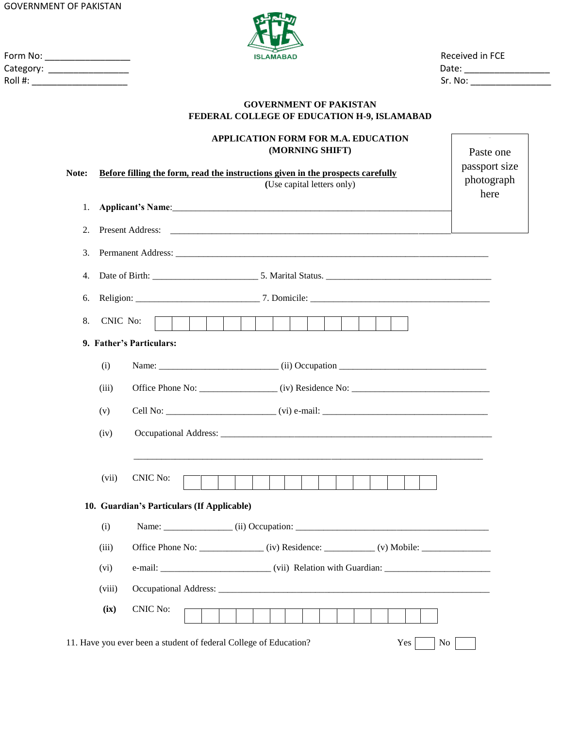GOVERNMENT OF PAKISTAN

ISLAMABAD

Form No: ________________
Category: _______________
Roll #: __________________

Received in FCE
Date: ________________
Sr. No: _______________

**GOVERNMENT OF PAKISTAN**
**FEDERAL COLLEGE OF EDUCATION H-9, ISLAMABAD**

**APPLICATION FORM FOR M.A. EDUCATION**
**(MORNING SHIFT)**

Paste one passport size photograph here

**Note:** **Before filling the form, read the instructions given in the prospects carefully**
**(**Use capital letters only)

1. **Applicant's Name**:_______________________________________________
2. Present Address: _______________________________________________
3. Permanent Address: _______________________________________________
4. Date of Birth: ____________________ 5. Marital Status. ______________________________
6. Religion: ________________________ 7. Domicile: ________________________________
8. CNIC No: | | | | | | | | | | | | | | | |

**9. Father's Particulars:**

(i) Name: ______________________ (ii) Occupation ___________________________

(iii) Office Phone No: _______________ (iv) Residence No: ___________________________

(v) Cell No: _____________________ (vi) e-mail: ________________________________

(iv) Occupational Address: _______________________________________________

_______________________________________________________________

(vii) CNIC No: | | | | | | | | | | | | | | | |

**10. Guardian's Particulars (If Applicable)**

(i) Name: _____________ (ii) Occupation: ________________________________________

(iii) Office Phone No: ____________ (iv) Residence: __________ (v) Mobile: ______________

(vi) e-mail: _____________________ (vii) Relation with Guardian: _____________________

(viii) Occupational Address: _______________________________________________

**(ix)** CNIC No: | | | | | | | | | | | | | | | |

11. Have you ever been a student of federal College of Education? Yes [ ] No [ ]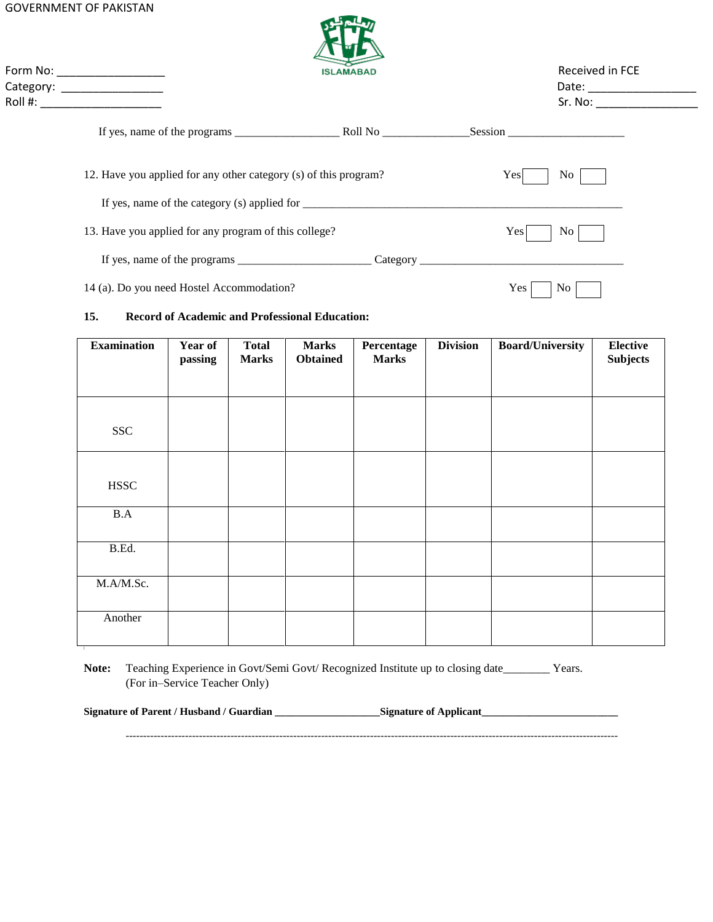GOVERNMENT OF PAKISTAN

ISLAMABAD

Form No: ________________
Category: ________________
Roll #: ___________________

Received in FCE
Date: _________________
Sr. No: ________________

If yes, name of the programs _________________ Roll No ______________Session ___________________

12. Have you applied for any other category (s) of this program? Yes ☐ No ☐

If yes, name of the category (s) applied for ____________________________________________________________

13. Have you applied for any program of this college? Yes ☐ No ☐

If yes, name of the programs _____________________ Category ___________________________________

14 (a). Do you need Hostel Accommodation? Yes ☐ No ☐

**15. Record of Academic and Professional Education:**

| Examination | Year of passing | Total Marks | Marks Obtained | Percentage Marks | Division | Board/University | Elective Subjects |
|---|---|---|---|---|---|---|---|
| SSC | | | | | | | |
| HSSC | | | | | | | |
| B.A | | | | | | | |
| B.Ed. | | | | | | | |
| M.A/M.Sc. | | | | | | | |
| Another | | | | | | | |

**Note:** Teaching Experience in Govt/Semi Govt/ Recognized Institute up to closing date________ Years. (For in–Service Teacher Only)

**Signature of Parent / Husband / Guardian ___________________Signature of Applicant________________________**

------------------------------------------------------------------------------------------------------------------------------------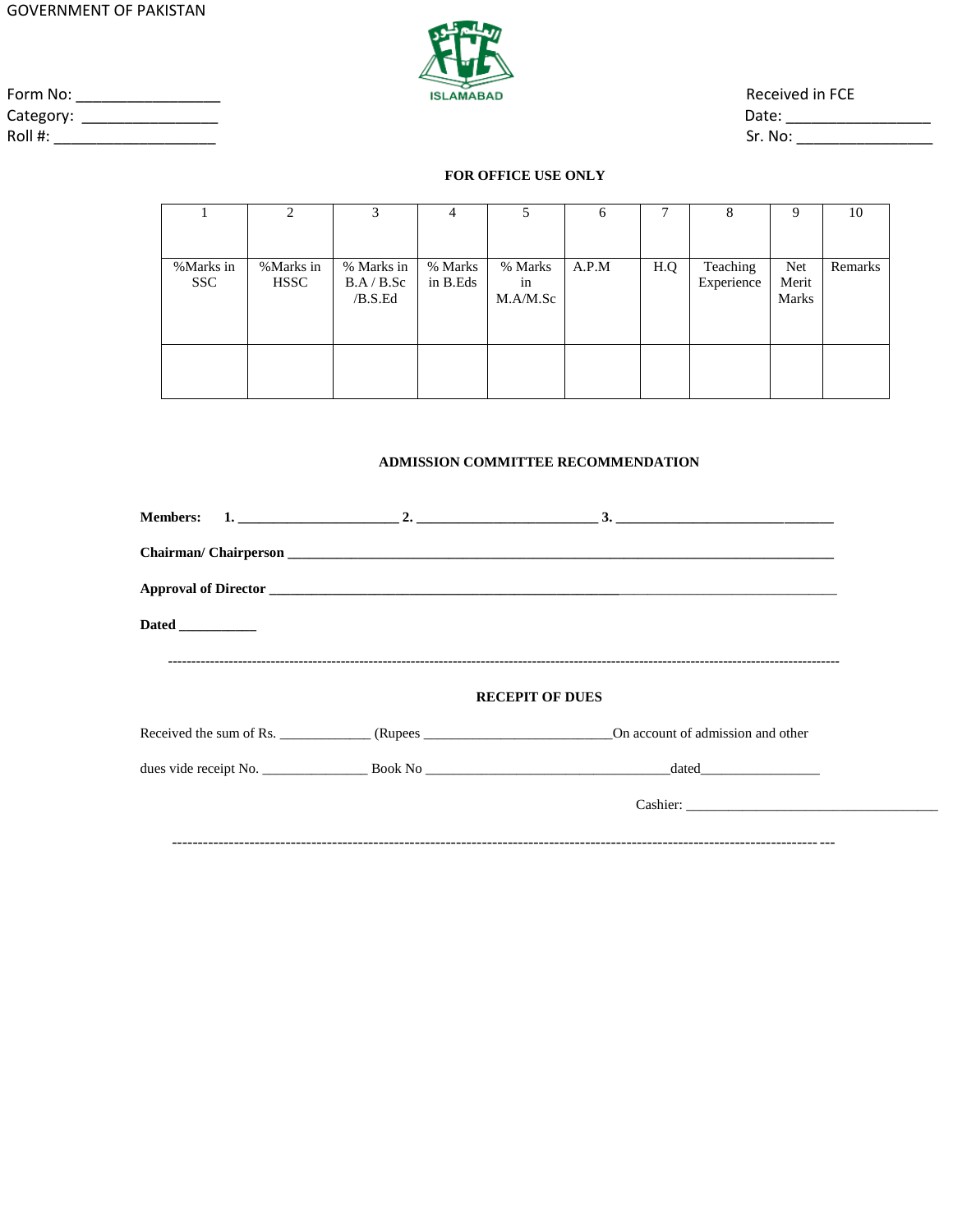GOVERNMENT OF PAKISTAN

FCE ISLAMABAD

Form No: ________________
Category: _______________
Roll #: __________________

Received in FCE
Date: ________________
Sr. No: _______________

**FOR OFFICE USE ONLY**

| 1 | 2 | 3 | 4 | 5 | 6 | 7 | 8 | 9 | 10 |
|---|---|---|---|---|---|---|---|---|---|
| %Marks in SSC | %Marks in HSSC | % Marks in B.A / B.Sc /B.S.Ed | % Marks in B.Eds | % Marks in M.A/M.Sc | A.P.M | H.Q | Teaching Experience | Net Merit Marks | Remarks |
| | | | | | | | | | |

**ADMISSION COMMITTEE RECOMMENDATION**

**Members: 1. ______________________ 2. ________________________ 3. ______________________________**

**Chairman/ Chairperson** ___________________________________________________________________________

**Approval of Director** _____________________________________________________________________________

**Dated** ___________

---

**RECEPIT OF DUES**

Received the sum of Rs. ____________ (Rupees __________________________On account of admission and other

dues vide receipt No. ______________ Book No __________________________________dated________________

Cashier: ___________________________________

---